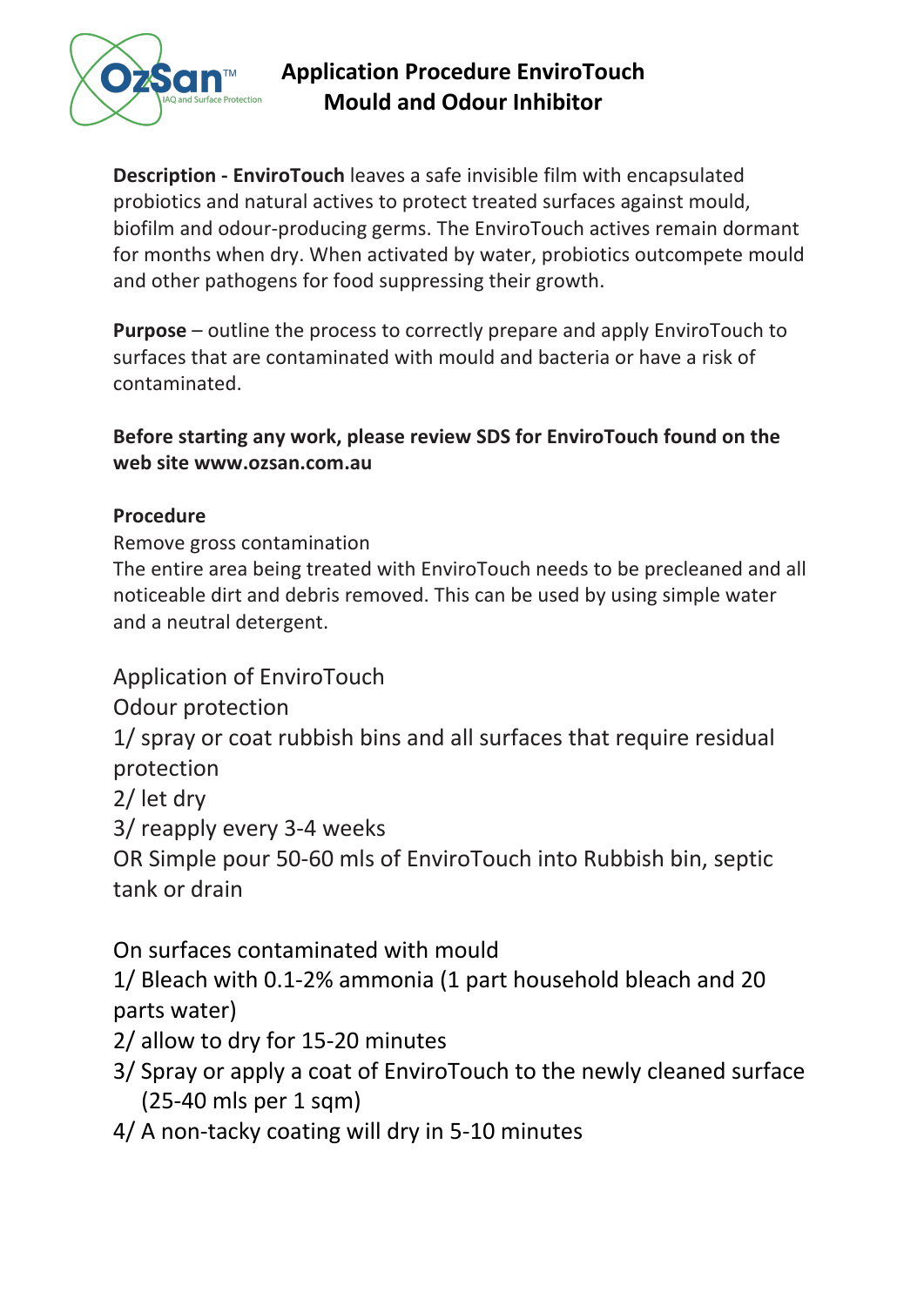# Application Procedure EnviroTouch Mould and Odour Inhibitor

**Description - EnviroTouch** leaves a safe invisible film with encapsulated probiotics and natural actives to protect treated surfaces against mould, biofilm and odour-producing germs. The EnviroTouch actives remain dormant for months when dry. When activated by water, probiotics outcompete mould and other pathogens for food suppressing their growth.

**Purpose** – outline the process to correctly prepare and apply EnviroTouch to surfaces that are contaminated with mould and bacteria or have a risk of contaminated.

**Before starting any work, please review SDS for EnviroTouch found on the web site www.ozsan.com.au**

**Procedure**

Remove gross contamination

The entire area being treated with EnviroTouch needs to be precleaned and all noticeable dirt and debris removed. This can be used by using simple water and a neutral detergent.

Application of EnviroTouch

Odour protection

1/ spray or coat rubbish bins and all surfaces that require residual protection

2/ let dry

3/ reapply every 3-4 weeks

OR Simple pour 50-60 mls of EnviroTouch into Rubbish bin, septic tank or drain

On surfaces contaminated with mould

1/ Bleach with 0.1-2% ammonia (1 part household bleach and 20 parts water)

2/ allow to dry for 15-20 minutes

3/ Spray or apply a coat of EnviroTouch to the newly cleaned surface (25-40 mls per 1 sqm)

4/ A non-tacky coating will dry in 5-10 minutes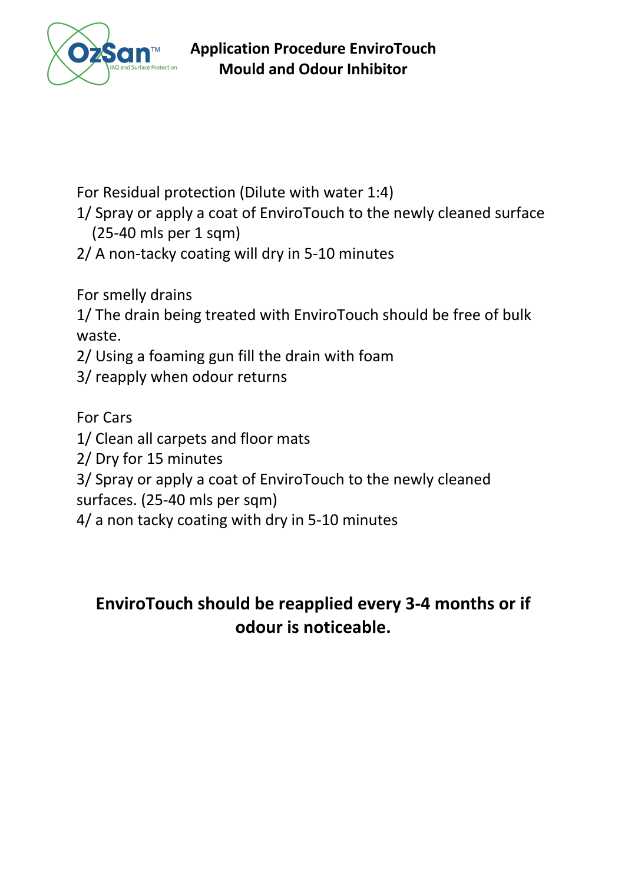# Application Procedure EnviroTouch Mould and Odour Inhibitor

For Residual protection (Dilute with water 1:4)

1/ Spray or apply a coat of EnviroTouch to the newly cleaned surface (25-40 mls per 1 sqm)

2/ A non-tacky coating will dry in 5-10 minutes

For smelly drains

1/ The drain being treated with EnviroTouch should be free of bulk waste.

2/ Using a foaming gun fill the drain with foam

3/ reapply when odour returns

For Cars

1/ Clean all carpets and floor mats

2/ Dry for 15 minutes

3/ Spray or apply a coat of EnviroTouch to the newly cleaned surfaces. (25-40 mls per sqm)

4/ a non tacky coating with dry in 5-10 minutes

**EnviroTouch should be reapplied every 3-4 months or if odour is noticeable.**